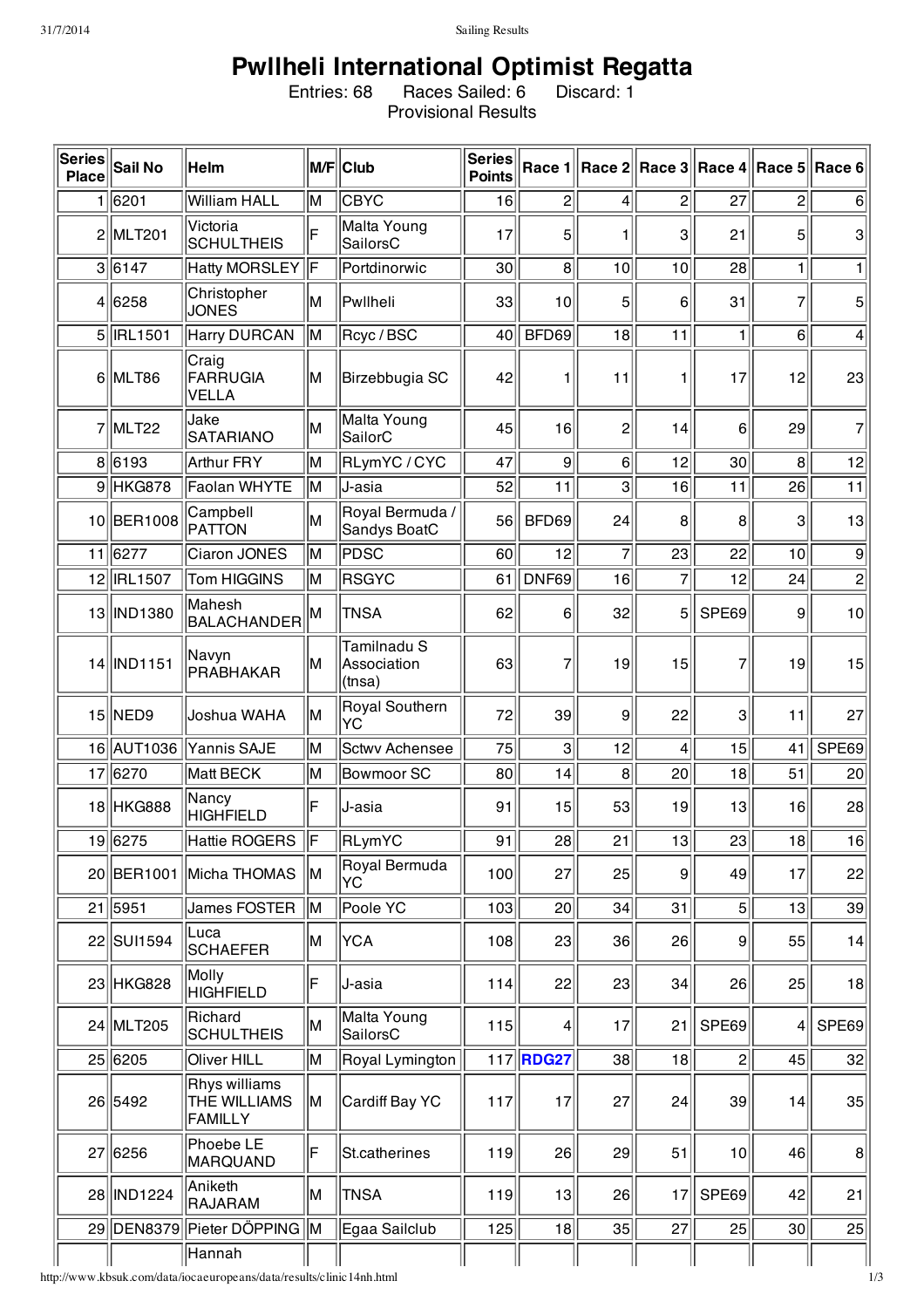# Pwllheli International Optimist Regatta

Entries: 68 Races Sailed: 6 Discard: 1

Provisional Results

| Series Place | Sail No | Helm | M/F | Club | Series Points | Race 1 | Race 2 | Race 3 | Race 4 | Race 5 | Race 6 |
|---|---|---|---|---|---|---|---|---|---|---|---|
| 1 | 6201 | William HALL | M | CBYC | 16 | 2 | 4 | 2 | 27 | 2 | 6 |
| 2 | MLT201 | Victoria SCHULTHEIS | F | Malta Young SailorsC | 17 | 5 | 1 | 3 | 21 | 5 | 3 |
| 3 | 6147 | Hatty MORSLEY | F | Portdinorwic | 30 | 8 | 10 | 10 | 28 | 1 | 1 |
| 4 | 6258 | Christopher JONES | M | Pwllheli | 33 | 10 | 5 | 6 | 31 | 7 | 5 |
| 5 | IRL1501 | Harry DURCAN | M | Rcyc / BSC | 40 | BFD69 | 18 | 11 | 1 | 6 | 4 |
| 6 | MLT86 | Craig FARRUGIA VELLA | M | Birzebbugia SC | 42 | 1 | 11 | 1 | 17 | 12 | 23 |
| 7 | MLT22 | Jake SATARIANO | M | Malta Young SailorC | 45 | 16 | 2 | 14 | 6 | 29 | 7 |
| 8 | 6193 | Arthur FRY | M | RLymYC / CYC | 47 | 9 | 6 | 12 | 30 | 8 | 12 |
| 9 | HKG878 | Faolan WHYTE | M | J-asia | 52 | 11 | 3 | 16 | 11 | 26 | 11 |
| 10 | BER1008 | Campbell PATTON | M | Royal Bermuda / Sandys BoatC | 56 | BFD69 | 24 | 8 | 8 | 3 | 13 |
| 11 | 6277 | Ciaron JONES | M | PDSC | 60 | 12 | 7 | 23 | 22 | 10 | 9 |
| 12 | IRL1507 | Tom HIGGINS | M | RSGYC | 61 | DNF69 | 16 | 7 | 12 | 24 | 2 |
| 13 | IND1380 | Mahesh BALACHANDER | M | TNSA | 62 | 6 | 32 | 5 | SPE69 | 9 | 10 |
| 14 | IND1151 | Navyn PRABHAKAR | M | Tamilnadu S Association (tnsa) | 63 | 7 | 19 | 15 | 7 | 19 | 15 |
| 15 | NED9 | Joshua WAHA | M | Royal Southern YC | 72 | 39 | 9 | 22 | 3 | 11 | 27 |
| 16 | AUT1036 | Yannis SAJE | M | Sctwv Achensee | 75 | 3 | 12 | 4 | 15 | 41 | SPE69 |
| 17 | 6270 | Matt BECK | M | Bowmoor SC | 80 | 14 | 8 | 20 | 18 | 51 | 20 |
| 18 | HKG888 | Nancy HIGHFIELD | F | J-asia | 91 | 15 | 53 | 19 | 13 | 16 | 28 |
| 19 | 6275 | Hattie ROGERS | F | RLymYC | 91 | 28 | 21 | 13 | 23 | 18 | 16 |
| 20 | BER1001 | Micha THOMAS | M | Royal Bermuda YC | 100 | 27 | 25 | 9 | 49 | 17 | 22 |
| 21 | 5951 | James FOSTER | M | Poole YC | 103 | 20 | 34 | 31 | 5 | 13 | 39 |
| 22 | SUI1594 | Luca SCHAEFER | M | YCA | 108 | 23 | 36 | 26 | 9 | 55 | 14 |
| 23 | HKG828 | Molly HIGHFIELD | F | J-asia | 114 | 22 | 23 | 34 | 26 | 25 | 18 |
| 24 | MLT205 | Richard SCHULTHEIS | M | Malta Young SailorsC | 115 | 4 | 17 | 21 | SPE69 | 4 | SPE69 |
| 25 | 6205 | Oliver HILL | M | Royal Lymington | 117 | **RDG27** | 38 | 18 | 2 | 45 | 32 |
| 26 | 5492 | Rhys williams THE WILLIAMS FAMILLY | M | Cardiff Bay YC | 117 | 17 | 27 | 24 | 39 | 14 | 35 |
| 27 | 6256 | Phoebe LE MARQUAND | F | St.catherines | 119 | 26 | 29 | 51 | 10 | 46 | 8 |
| 28 | IND1224 | Aniketh RAJARAM | M | TNSA | 119 | 13 | 26 | 17 | SPE69 | 42 | 21 |
| 29 | DEN8379 | Pieter DÖPPING | M | Egaa Sailclub | 125 | 18 | 35 | 27 | 25 | 30 | 25 |
| | | Hannah | | | | | | | | | |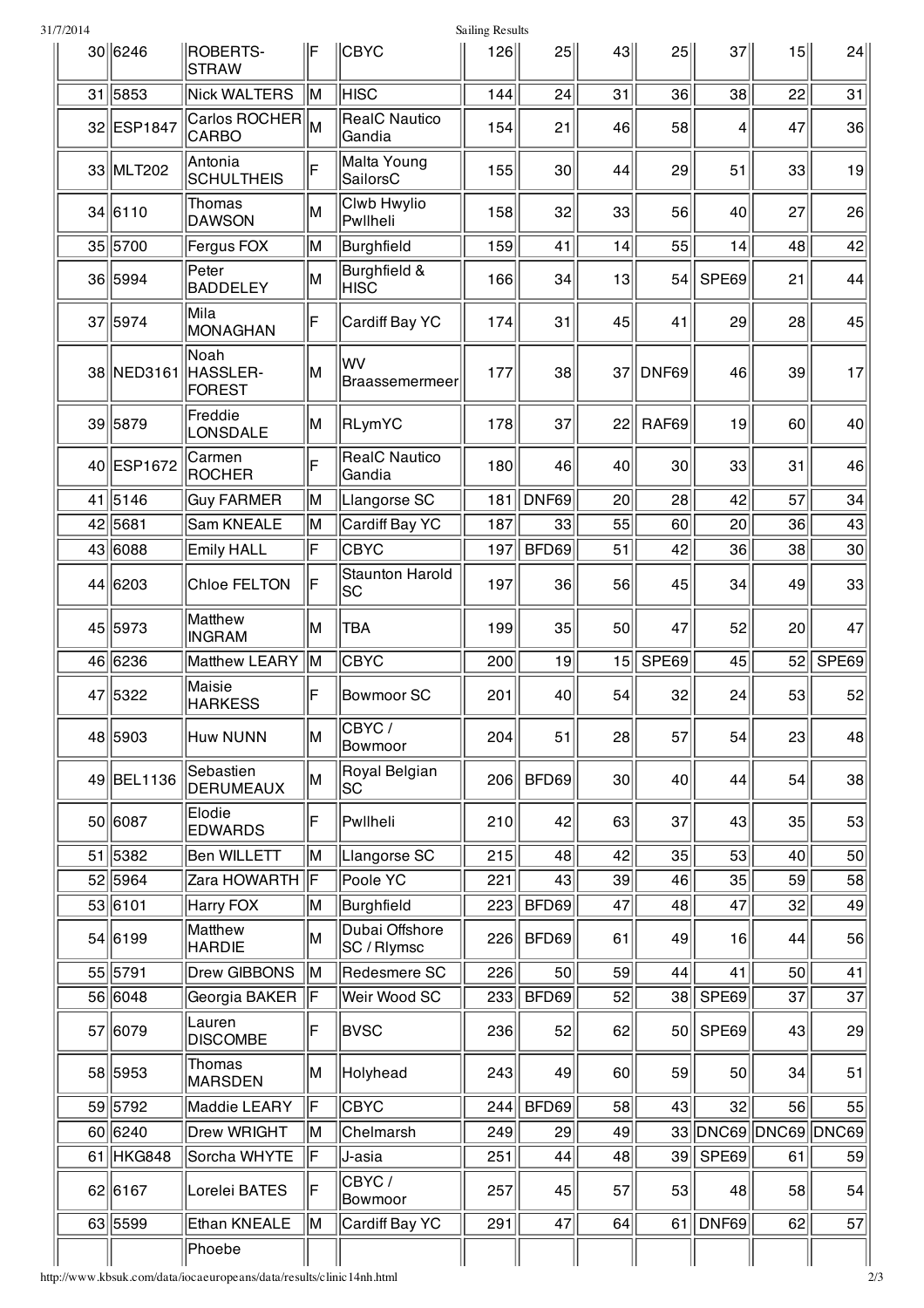| | | | | | | | | | | | |
|---|---|---|---|---|---|---|---|---|---|---|---|
| 30 | 6246 | ROBERTS-STRAW | F | CBYC | 126 | 25 | 43 | 25 | 37 | 15 | 24 |
| 31 | 5853 | Nick WALTERS | M | HISC | 144 | 24 | 31 | 36 | 38 | 22 | 31 |
| 32 | ESP1847 | Carlos ROCHER CARBO | M | RealC Nautico Gandia | 154 | 21 | 46 | 58 | 4 | 47 | 36 |
| 33 | MLT202 | Antonia SCHULTHEIS | F | Malta Young SailorsC | 155 | 30 | 44 | 29 | 51 | 33 | 19 |
| 34 | 6110 | Thomas DAWSON | M | Clwb Hwylio Pwllheli | 158 | 32 | 33 | 56 | 40 | 27 | 26 |
| 35 | 5700 | Fergus FOX | M | Burghfield | 159 | 41 | 14 | 55 | 14 | 48 | 42 |
| 36 | 5994 | Peter BADDELEY | M | Burghfield & HISC | 166 | 34 | 13 | 54 | SPE69 | 21 | 44 |
| 37 | 5974 | Mila MONAGHAN | F | Cardiff Bay YC | 174 | 31 | 45 | 41 | 29 | 28 | 45 |
| 38 | NED3161 | Noah HASSLER-FOREST | M | WV Braassemermeer | 177 | 38 | 37 | DNF69 | 46 | 39 | 17 |
| 39 | 5879 | Freddie LONSDALE | M | RLymYC | 178 | 37 | 22 | RAF69 | 19 | 60 | 40 |
| 40 | ESP1672 | Carmen ROCHER | F | RealC Nautico Gandia | 180 | 46 | 40 | 30 | 33 | 31 | 46 |
| 41 | 5146 | Guy FARMER | M | Llangorse SC | 181 | DNF69 | 20 | 28 | 42 | 57 | 34 |
| 42 | 5681 | Sam KNEALE | M | Cardiff Bay YC | 187 | 33 | 55 | 60 | 20 | 36 | 43 |
| 43 | 6088 | Emily HALL | F | CBYC | 197 | BFD69 | 51 | 42 | 36 | 38 | 30 |
| 44 | 6203 | Chloe FELTON | F | Staunton Harold SC | 197 | 36 | 56 | 45 | 34 | 49 | 33 |
| 45 | 5973 | Matthew INGRAM | M | TBA | 199 | 35 | 50 | 47 | 52 | 20 | 47 |
| 46 | 6236 | Matthew LEARY | M | CBYC | 200 | 19 | 15 | SPE69 | 45 | 52 | SPE69 |
| 47 | 5322 | Maisie HARKESS | F | Bowmoor SC | 201 | 40 | 54 | 32 | 24 | 53 | 52 |
| 48 | 5903 | Huw NUNN | M | CBYC / Bowmoor | 204 | 51 | 28 | 57 | 54 | 23 | 48 |
| 49 | BEL1136 | Sebastien DERUMEAUX | M | Royal Belgian SC | 206 | BFD69 | 30 | 40 | 44 | 54 | 38 |
| 50 | 6087 | Elodie EDWARDS | F | Pwllheli | 210 | 42 | 63 | 37 | 43 | 35 | 53 |
| 51 | 5382 | Ben WILLETT | M | Llangorse SC | 215 | 48 | 42 | 35 | 53 | 40 | 50 |
| 52 | 5964 | Zara HOWARTH | F | Poole YC | 221 | 43 | 39 | 46 | 35 | 59 | 58 |
| 53 | 6101 | Harry FOX | M | Burghfield | 223 | BFD69 | 47 | 48 | 47 | 32 | 49 |
| 54 | 6199 | Matthew HARDIE | M | Dubai Offshore SC / Rlymsc | 226 | BFD69 | 61 | 49 | 16 | 44 | 56 |
| 55 | 5791 | Drew GIBBONS | M | Redesmere SC | 226 | 50 | 59 | 44 | 41 | 50 | 41 |
| 56 | 6048 | Georgia BAKER | F | Weir Wood SC | 233 | BFD69 | 52 | 38 | SPE69 | 37 | 37 |
| 57 | 6079 | Lauren DISCOMBE | F | BVSC | 236 | 52 | 62 | 50 | SPE69 | 43 | 29 |
| 58 | 5953 | Thomas MARSDEN | M | Holyhead | 243 | 49 | 60 | 59 | 50 | 34 | 51 |
| 59 | 5792 | Maddie LEARY | F | CBYC | 244 | BFD69 | 58 | 43 | 32 | 56 | 55 |
| 60 | 6240 | Drew WRIGHT | M | Chelmarsh | 249 | 29 | 49 | 33 | DNC69 | DNC69 | DNC69 |
| 61 | HKG848 | Sorcha WHYTE | F | J-asia | 251 | 44 | 48 | 39 | SPE69 | 61 | 59 |
| 62 | 6167 | Lorelei BATES | F | CBYC / Bowmoor | 257 | 45 | 57 | 53 | 48 | 58 | 54 |
| 63 | 5599 | Ethan KNEALE | M | Cardiff Bay YC | 291 | 47 | 64 | 61 | DNF69 | 62 | 57 |
| | | Phoebe | | | | | | | | | |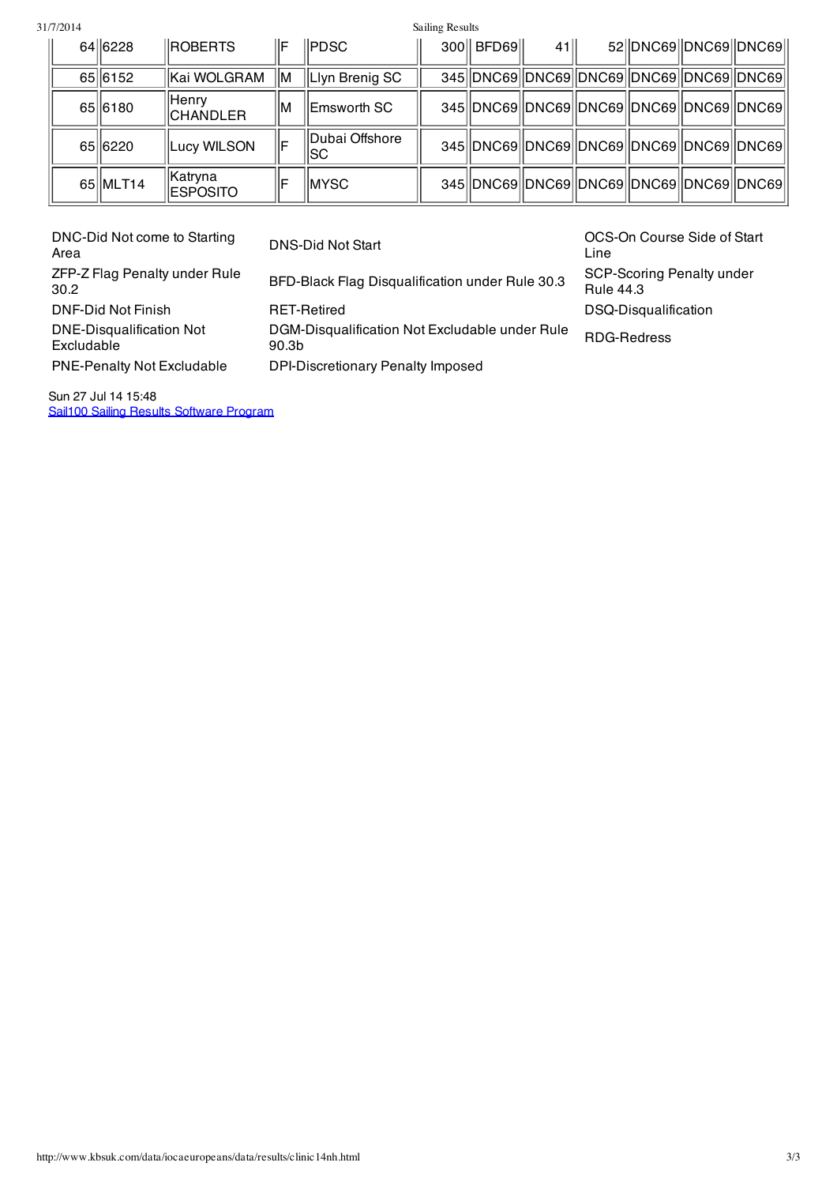| | | | | | | | | | | | | |
|---|---|---|---|---|---|---|---|---|---|---|---|---|
| 64 | 6228 | ROBERTS | F | PDSC | 300 | BFD69 | 41 | 52 | DNC69 | DNC69 | DNC69 | |
| 65 | 6152 | Kai WOLGRAM | M | Llyn Brenig SC | 345 | DNC69 | DNC69 | DNC69 | DNC69 | DNC69 | DNC69 | |
| 65 | 6180 | Henry CHANDLER | M | Emsworth SC | 345 | DNC69 | DNC69 | DNC69 | DNC69 | DNC69 | DNC69 | |
| 65 | 6220 | Lucy WILSON | F | Dubai Offshore SC | 345 | DNC69 | DNC69 | DNC69 | DNC69 | DNC69 | DNC69 | |
| 65 | MLT14 | Katryna ESPOSITO | F | MYSC | 345 | DNC69 | DNC69 | DNC69 | DNC69 | DNC69 | DNC69 | |

| | | |
|---|---|---|
| DNC-Did Not come to Starting Area | DNS-Did Not Start | OCS-On Course Side of Start Line |
| ZFP-Z Flag Penalty under Rule 30.2 | BFD-Black Flag Disqualification under Rule 30.3 | SCP-Scoring Penalty under Rule 44.3 |
| DNF-Did Not Finish | RET-Retired | DSQ-Disqualification |
| DNE-Disqualification Not Excludable | DGM-Disqualification Not Excludable under Rule 90.3b | RDG-Redress |
| PNE-Penalty Not Excludable | DPI-Discretionary Penalty Imposed | |

Sun 27 Jul 14 15:48

Sail100 Sailing Results Software Program